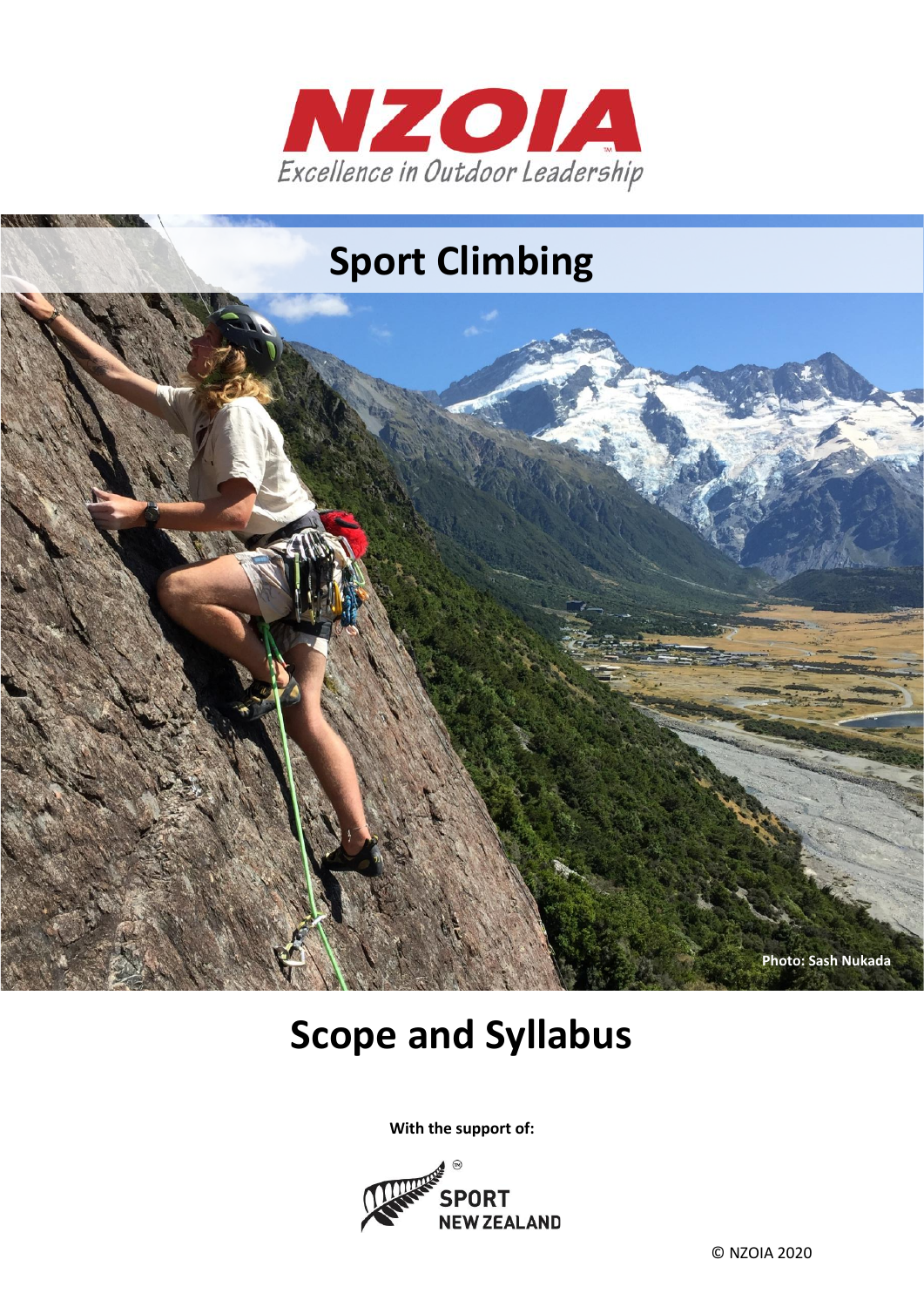# NZOIA

*Excellence in Outdoor Leadership*

# Sport Climbing

Photo: Sash Nukada

# Scope and Syllabus

**With the support of:**

SPORT NEW ZEALAND

© NZOIA 2020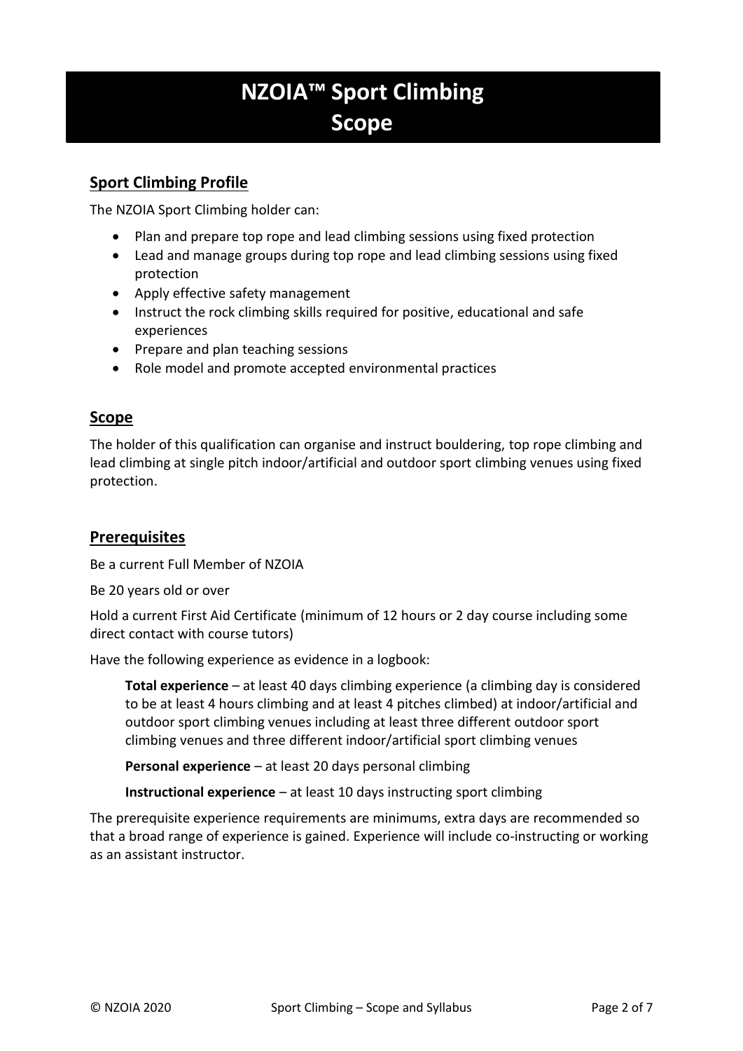# NZOIA™ Sport Climbing Scope

## Sport Climbing Profile

The NZOIA Sport Climbing holder can:

- Plan and prepare top rope and lead climbing sessions using fixed protection
- Lead and manage groups during top rope and lead climbing sessions using fixed protection
- Apply effective safety management
- Instruct the rock climbing skills required for positive, educational and safe experiences
- Prepare and plan teaching sessions
- Role model and promote accepted environmental practices

## Scope

The holder of this qualification can organise and instruct bouldering, top rope climbing and lead climbing at single pitch indoor/artificial and outdoor sport climbing venues using fixed protection.

## Prerequisites

Be a current Full Member of NZOIA

Be 20 years old or over

Hold a current First Aid Certificate (minimum of 12 hours or 2 day course including some direct contact with course tutors)

Have the following experience as evidence in a logbook:

> **Total experience** – at least 40 days climbing experience (a climbing day is considered to be at least 4 hours climbing and at least 4 pitches climbed) at indoor/artificial and outdoor sport climbing venues including at least three different outdoor sport climbing venues and three different indoor/artificial sport climbing venues
>
> **Personal experience** – at least 20 days personal climbing
>
> **Instructional experience** – at least 10 days instructing sport climbing

The prerequisite experience requirements are minimums, extra days are recommended so that a broad range of experience is gained. Experience will include co-instructing or working as an assistant instructor.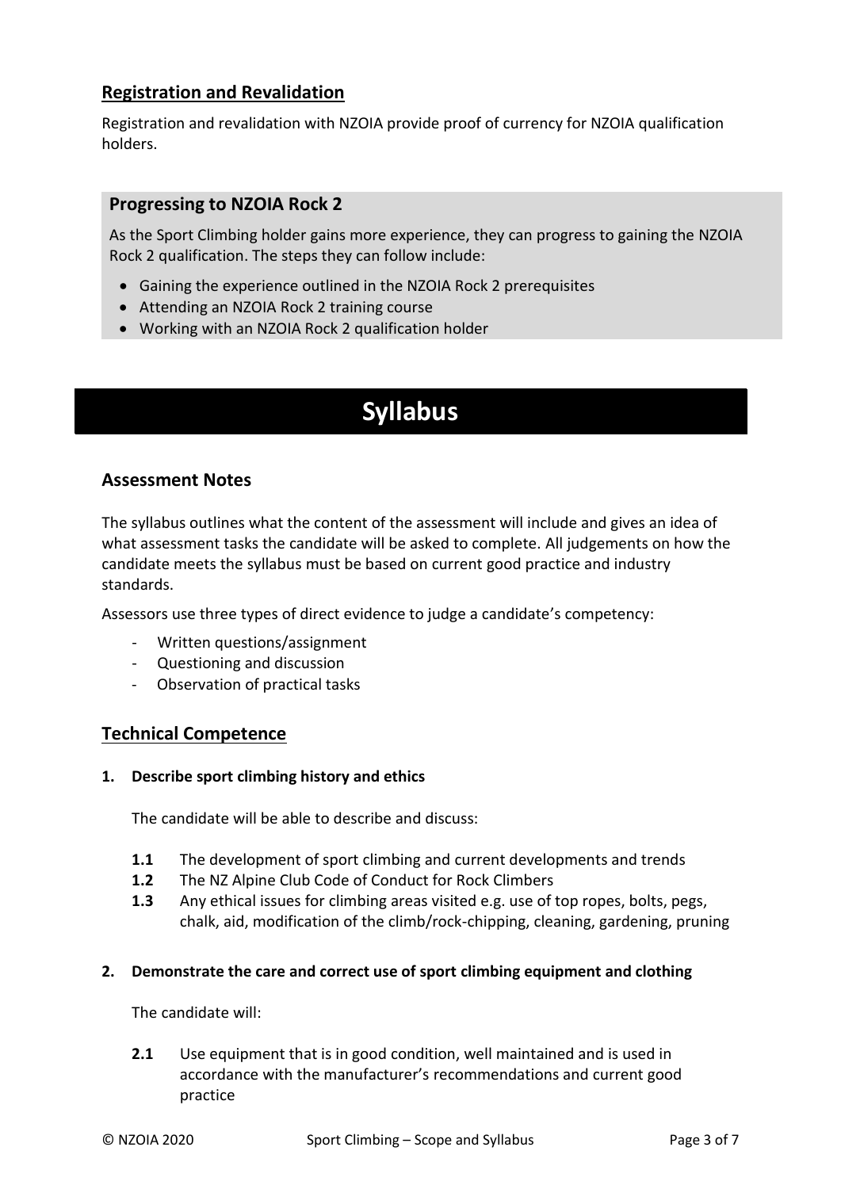## Registration and Revalidation

Registration and revalidation with NZOIA provide proof of currency for NZOIA qualification holders.

### Progressing to NZOIA Rock 2

As the Sport Climbing holder gains more experience, they can progress to gaining the NZOIA Rock 2 qualification. The steps they can follow include:

- Gaining the experience outlined in the NZOIA Rock 2 prerequisites
- Attending an NZOIA Rock 2 training course
- Working with an NZOIA Rock 2 qualification holder

# Syllabus

## Assessment Notes

The syllabus outlines what the content of the assessment will include and gives an idea of what assessment tasks the candidate will be asked to complete. All judgements on how the candidate meets the syllabus must be based on current good practice and industry standards.

Assessors use three types of direct evidence to judge a candidate's competency:

- Written questions/assignment
- Questioning and discussion
- Observation of practical tasks

## Technical Competence

**1. Describe sport climbing history and ethics**

The candidate will be able to describe and discuss:

**1.1** The development of sport climbing and current developments and trends
**1.2** The NZ Alpine Club Code of Conduct for Rock Climbers
**1.3** Any ethical issues for climbing areas visited e.g. use of top ropes, bolts, pegs, chalk, aid, modification of the climb/rock-chipping, cleaning, gardening, pruning

**2. Demonstrate the care and correct use of sport climbing equipment and clothing**

The candidate will:

**2.1** Use equipment that is in good condition, well maintained and is used in accordance with the manufacturer's recommendations and current good practice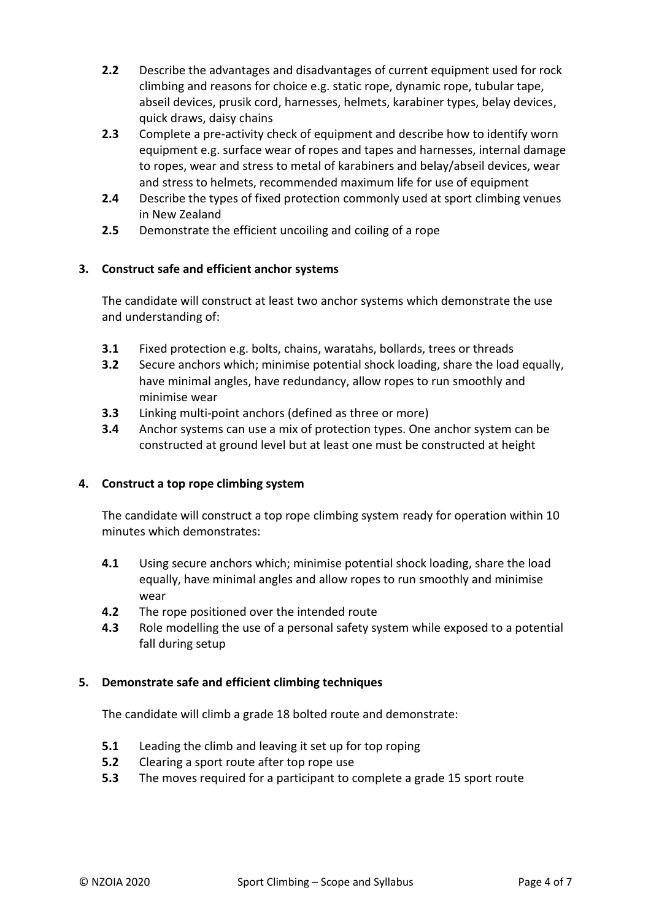- **2.2** Describe the advantages and disadvantages of current equipment used for rock climbing and reasons for choice e.g. static rope, dynamic rope, tubular tape, abseil devices, prusik cord, harnesses, helmets, karabiner types, belay devices, quick draws, daisy chains
- **2.3** Complete a pre-activity check of equipment and describe how to identify worn equipment e.g. surface wear of ropes and tapes and harnesses, internal damage to ropes, wear and stress to metal of karabiners and belay/abseil devices, wear and stress to helmets, recommended maximum life for use of equipment
- **2.4** Describe the types of fixed protection commonly used at sport climbing venues in New Zealand
- **2.5** Demonstrate the efficient uncoiling and coiling of a rope

### 3. Construct safe and efficient anchor systems

The candidate will construct at least two anchor systems which demonstrate the use and understanding of:

- **3.1** Fixed protection e.g. bolts, chains, waratahs, bollards, trees or threads
- **3.2** Secure anchors which; minimise potential shock loading, share the load equally, have minimal angles, have redundancy, allow ropes to run smoothly and minimise wear
- **3.3** Linking multi-point anchors (defined as three or more)
- **3.4** Anchor systems can use a mix of protection types. One anchor system can be constructed at ground level but at least one must be constructed at height

### 4. Construct a top rope climbing system

The candidate will construct a top rope climbing system ready for operation within 10 minutes which demonstrates:

- **4.1** Using secure anchors which; minimise potential shock loading, share the load equally, have minimal angles and allow ropes to run smoothly and minimise wear
- **4.2** The rope positioned over the intended route
- **4.3** Role modelling the use of a personal safety system while exposed to a potential fall during setup

### 5. Demonstrate safe and efficient climbing techniques

The candidate will climb a grade 18 bolted route and demonstrate:

- **5.1** Leading the climb and leaving it set up for top roping
- **5.2** Clearing a sport route after top rope use
- **5.3** The moves required for a participant to complete a grade 15 sport route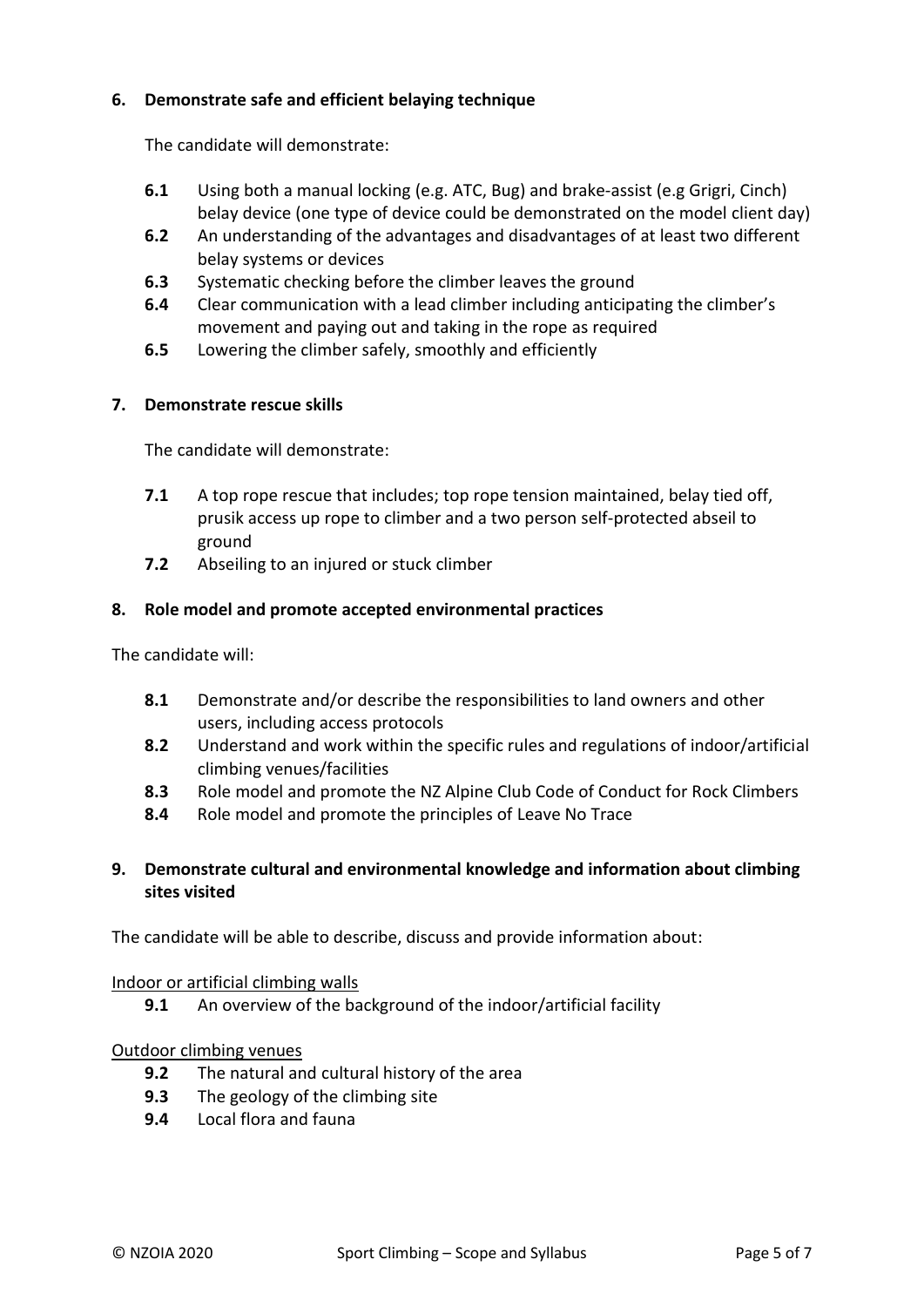**6. Demonstrate safe and efficient belaying technique**

The candidate will demonstrate:

- **6.1** Using both a manual locking (e.g. ATC, Bug) and brake-assist (e.g Grigri, Cinch) belay device (one type of device could be demonstrated on the model client day)
- **6.2** An understanding of the advantages and disadvantages of at least two different belay systems or devices
- **6.3** Systematic checking before the climber leaves the ground
- **6.4** Clear communication with a lead climber including anticipating the climber's movement and paying out and taking in the rope as required
- **6.5** Lowering the climber safely, smoothly and efficiently

**7. Demonstrate rescue skills**

The candidate will demonstrate:

- **7.1** A top rope rescue that includes; top rope tension maintained, belay tied off, prusik access up rope to climber and a two person self-protected abseil to ground
- **7.2** Abseiling to an injured or stuck climber

**8. Role model and promote accepted environmental practices**

The candidate will:

- **8.1** Demonstrate and/or describe the responsibilities to land owners and other users, including access protocols
- **8.2** Understand and work within the specific rules and regulations of indoor/artificial climbing venues/facilities
- **8.3** Role model and promote the NZ Alpine Club Code of Conduct for Rock Climbers
- **8.4** Role model and promote the principles of Leave No Trace

**9. Demonstrate cultural and environmental knowledge and information about climbing sites visited**

The candidate will be able to describe, discuss and provide information about:

<u>Indoor or artificial climbing walls</u>

- **9.1** An overview of the background of the indoor/artificial facility

<u>Outdoor climbing venues</u>

- **9.2** The natural and cultural history of the area
- **9.3** The geology of the climbing site
- **9.4** Local flora and fauna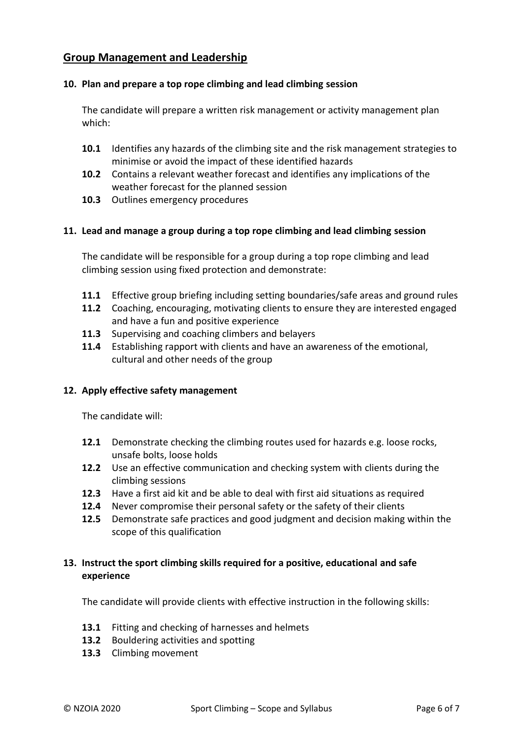## Group Management and Leadership

### 10. Plan and prepare a top rope climbing and lead climbing session

The candidate will prepare a written risk management or activity management plan which:

- **10.1** Identifies any hazards of the climbing site and the risk management strategies to minimise or avoid the impact of these identified hazards
- **10.2** Contains a relevant weather forecast and identifies any implications of the weather forecast for the planned session
- **10.3** Outlines emergency procedures

### 11. Lead and manage a group during a top rope climbing and lead climbing session

The candidate will be responsible for a group during a top rope climbing and lead climbing session using fixed protection and demonstrate:

- **11.1** Effective group briefing including setting boundaries/safe areas and ground rules
- **11.2** Coaching, encouraging, motivating clients to ensure they are interested engaged and have a fun and positive experience
- **11.3** Supervising and coaching climbers and belayers
- **11.4** Establishing rapport with clients and have an awareness of the emotional, cultural and other needs of the group

### 12. Apply effective safety management

The candidate will:

- **12.1** Demonstrate checking the climbing routes used for hazards e.g. loose rocks, unsafe bolts, loose holds
- **12.2** Use an effective communication and checking system with clients during the climbing sessions
- **12.3** Have a first aid kit and be able to deal with first aid situations as required
- **12.4** Never compromise their personal safety or the safety of their clients
- **12.5** Demonstrate safe practices and good judgment and decision making within the scope of this qualification

### 13. Instruct the sport climbing skills required for a positive, educational and safe experience

The candidate will provide clients with effective instruction in the following skills:

- **13.1** Fitting and checking of harnesses and helmets
- **13.2** Bouldering activities and spotting
- **13.3** Climbing movement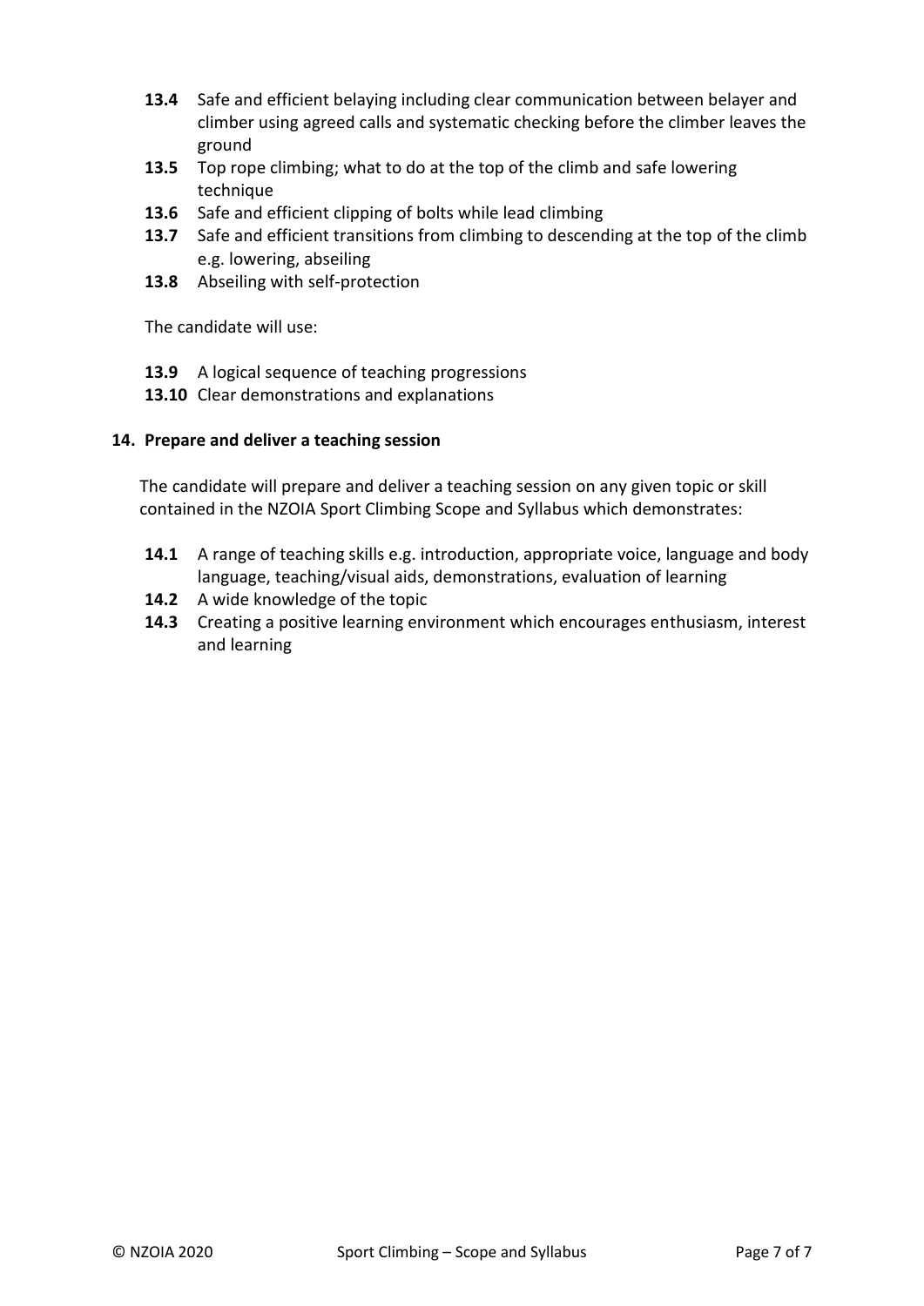**13.4** Safe and efficient belaying including clear communication between belayer and climber using agreed calls and systematic checking before the climber leaves the ground

**13.5** Top rope climbing; what to do at the top of the climb and safe lowering technique

**13.6** Safe and efficient clipping of bolts while lead climbing

**13.7** Safe and efficient transitions from climbing to descending at the top of the climb e.g. lowering, abseiling

**13.8** Abseiling with self-protection

The candidate will use:

**13.9** A logical sequence of teaching progressions

**13.10** Clear demonstrations and explanations

### 14. Prepare and deliver a teaching session

The candidate will prepare and deliver a teaching session on any given topic or skill contained in the NZOIA Sport Climbing Scope and Syllabus which demonstrates:

**14.1** A range of teaching skills e.g. introduction, appropriate voice, language and body language, teaching/visual aids, demonstrations, evaluation of learning

**14.2** A wide knowledge of the topic

**14.3** Creating a positive learning environment which encourages enthusiasm, interest and learning